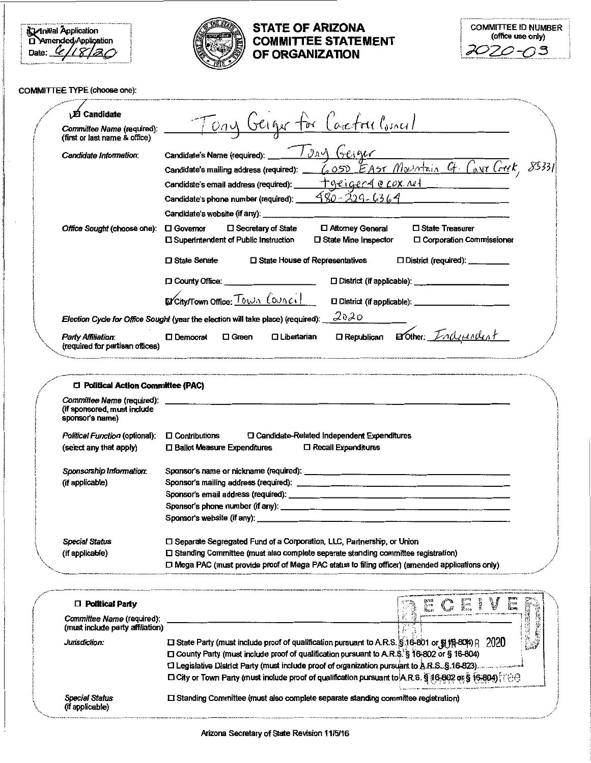☒ Initial Application
☐ Amended Application
Date: 6/18/20

# STATE OF ARIZONA COMMITTEE STATEMENT OF ORGANIZATION

COMMITTEE ID NUMBER (office use only)
2020-03

COMMITTEE TYPE (choose one):

## ☒ Candidate

*Committee Name* (required): (first or last name & office): Tony Geiger for Cavecreek Council

*Candidate Information*:

Candidate's Name (required): Tony Geiger

Candidate's mailing address (required): 6050 East Mountain Ct. Cave Creek, 85331

Candidate's email address (required): tgeiger4@cox.net

Candidate's phone number (required): 480-229-6364

Candidate's website (if any):

*Office Sought* (choose one):
☐ Governor ☐ Secretary of State ☐ Attorney General ☐ State Treasurer
☐ Superintendent of Public Instruction ☐ State Mine Inspector ☐ Corporation Commissioner
☐ State Senate ☐ State House of Representatives ☐ District (required):
☐ County Office: ☐ District (if applicable):
☒ City/Town Office: Town Council ☐ District (if applicable):

*Election Cycle for Office Sought* (year the election will take place) (required): 2020

*Party Affiliation*: (required for partisan offices)
☐ Democrat ☐ Green ☐ Libertarian ☐ Republican ☒ Other: Independent

## ☐ Political Action Committee (PAC)

*Committee Name* (required): (if sponsored, must include sponsor's name)

*Political Function* (optional): (select any that apply)
☐ Contributions ☐ Candidate-Related Independent Expenditures
☐ Ballot Measure Expenditures ☐ Recall Expenditures

*Sponsorship Information*: (if applicable)
Sponsor's name or nickname (required):
Sponsor's mailing address (required):
Sponsor's email address (required):
Sponsor's phone number (if any):
Sponsor's website (if any):

*Special Status* (if applicable)
☐ Separate Segregated Fund of a Corporation, LLC, Partnership, or Union
☐ Standing Committee (must also complete separate standing committee registration)
☐ Mega PAC (must provide proof of Mega PAC status to filing officer) (amended applications only)

## ☐ Political Party

RECEIVED JUN 18 2020

*Committee Name* (required): (must include party affiliation)

*Jurisdiction*:
☐ State Party (must include proof of qualification pursuant to A.R.S. § 16-801 or § 16-804)
☐ County Party (must include proof of qualification pursuant to A.R.S. § 16-802 or § 16-804)
☐ Legislative District Party (must include proof of organization pursuant to A.R.S. § 16-823)
☐ City or Town Party (must include proof of qualification pursuant to A.R.S. § 16-802 or § 16-804)

*Special Status* (if applicable)
☐ Standing Committee (must also complete separate standing committee registration)

Arizona Secretary of State Revision 11/5/16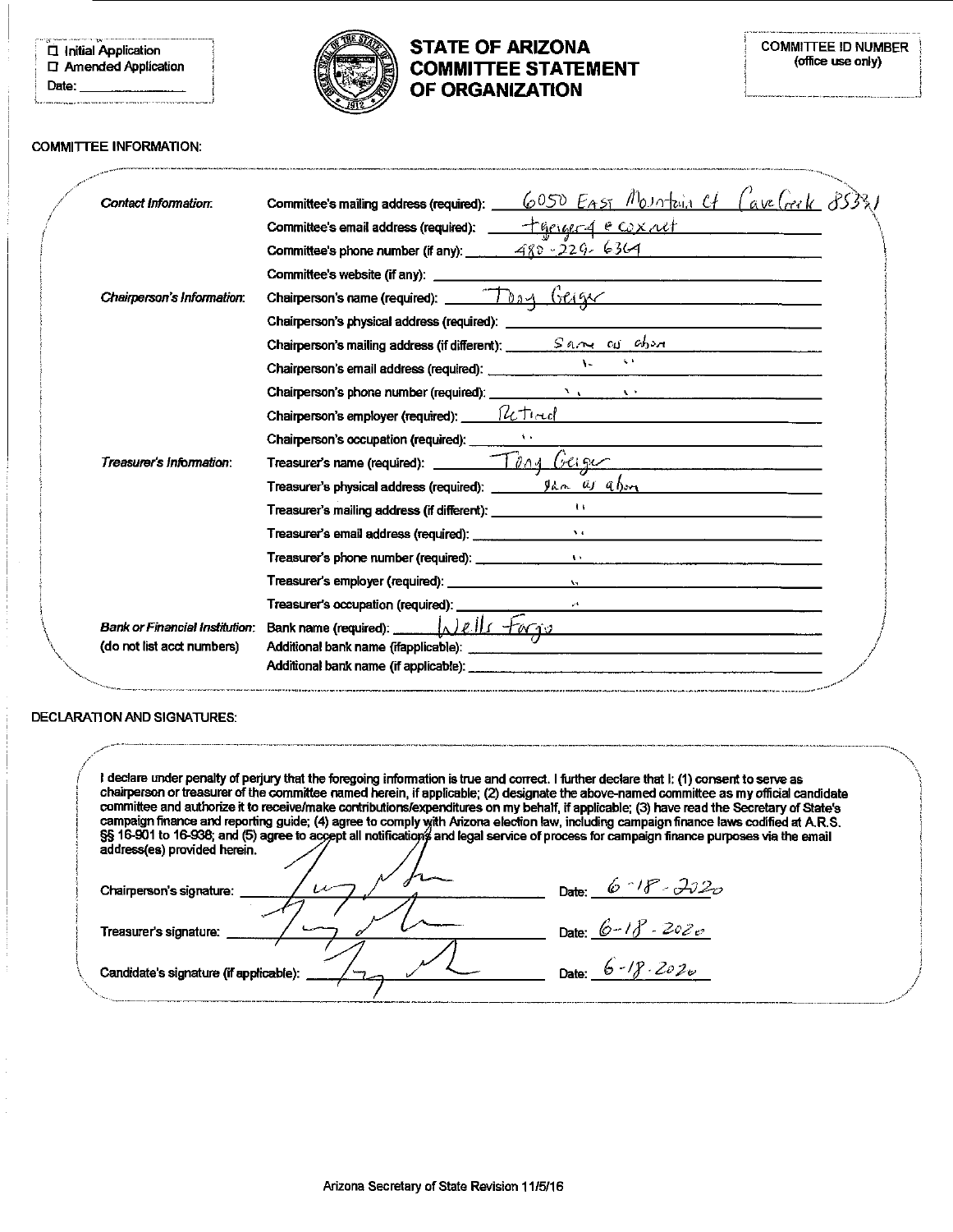- ☐ Initial Application
- ☐ Amended Application

Date: ______________

# STATE OF ARIZONA COMMITTEE STATEMENT OF ORGANIZATION

COMMITTEE ID NUMBER (office use only)

## COMMITTEE INFORMATION:

| | |
|---|---|
| *Contact Information:* | Committee's mailing address (required): 6050 East Mountain Ct Cave Creek 85331 |
| | Committee's email address (required): tgeiger4@cox.net |
| | Committee's phone number (if any): 480-229-6364 |
| | Committee's website (if any): |
| *Chairperson's Information:* | Chairperson's name (required): Tony Geiger |
| | Chairperson's physical address (required): |
| | Chairperson's mailing address (if different): Same as above |
| | Chairperson's email address (required): " " |
| | Chairperson's phone number (required): " " |
| | Chairperson's employer (required): Retired |
| | Chairperson's occupation (required): " |
| *Treasurer's Information:* | Treasurer's name (required): Tony Geiger |
| | Treasurer's physical address (required): Same as above |
| | Treasurer's mailing address (if different): " |
| | Treasurer's email address (required): " |
| | Treasurer's phone number (required): " |
| | Treasurer's employer (required): " |
| | Treasurer's occupation (required): " |
| *Bank or Financial Institution:* (do not list acct numbers) | Bank name (required): Wells Fargo |
| | Additional bank name (ifapplicable): |
| | Additional bank name (if applicable): |

## DECLARATION AND SIGNATURES:

I declare under penalty of perjury that the foregoing information is true and correct. I further declare that I: (1) consent to serve as chairperson or treasurer of the committee named herein, if applicable; (2) designate the above-named committee as my official candidate committee and authorize it to receive/make contributions/expenditures on my behalf, if applicable; (3) have read the Secretary of State's campaign finance and reporting guide; (4) agree to comply with Arizona election law, including campaign finance laws codified at A.R.S. §§ 16-901 to 16-938; and (5) agree to accept all notifications and legal service of process for campaign finance purposes via the email address(es) provided herein.

Chairperson's signature: [signature] Date: 6-18-2020

Treasurer's signature: [signature] Date: 6-18-2020

Candidate's signature (if applicable): [signature] Date: 6-18-2020

Arizona Secretary of State Revision 11/5/16